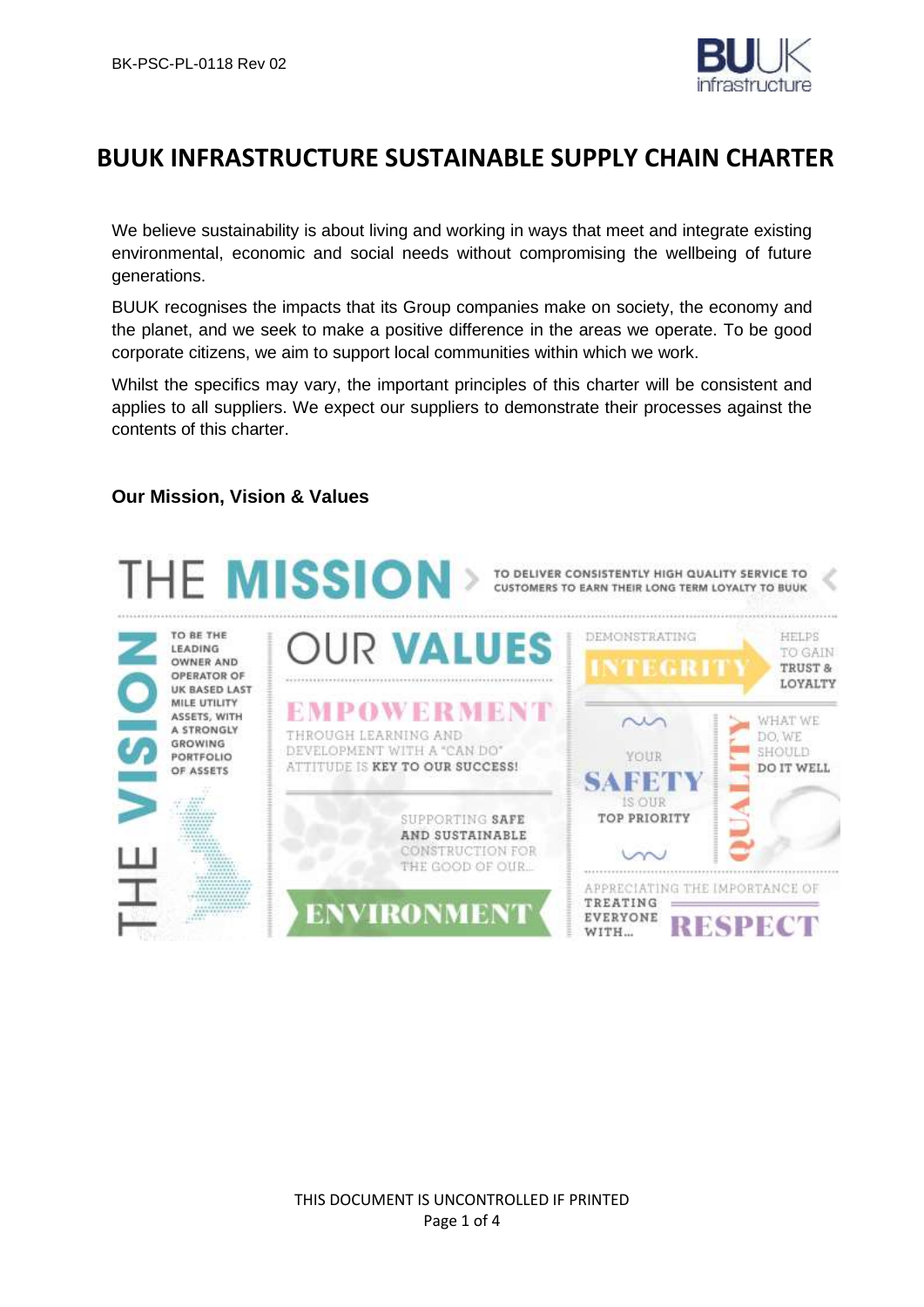# BUUK INFRASTRUCTURE SUSTAINABLE SUPPLY CHAIN CHARTER

We believe sustainability is about living and working in ways that meet and integrate existing environmental, economic and social needs without compromising the wellbeing of future generations.

BUUK recognises the impacts that its Group companies make on society, the economy and the planet, and we seek to make a positive difference in the areas we operate. To be good corporate citizens, we aim to support local communities within which we work.

Whilst the specifics may vary, the important principles of this charter will be consistent and applies to all suppliers. We expect our suppliers to demonstrate their processes against the contents of this charter.

### Our Mission, Vision & Values

**THE MISSION** – TO DELIVER CONSISTENTLY HIGH QUALITY SERVICE TO CUSTOMERS TO EARN THEIR LONG TERM LOYALTY TO BUUK

**THE VISION** – TO BE THE LEADING OWNER AND OPERATOR OF UK BASED LAST MILE UTILITY ASSETS, WITH A STRONGLY GROWING PORTFOLIO OF ASSETS

**OUR VALUES**

- **EMPOWERMENT** – THROUGH LEARNING AND DEVELOPMENT WITH A "CAN DO" ATTITUDE IS KEY TO OUR SUCCESS!
- **ENVIRONMENT** – SUPPORTING SAFE AND SUSTAINABLE CONSTRUCTION FOR THE GOOD OF OUR...
- **INTEGRITY** – DEMONSTRATING INTEGRITY HELPS TO GAIN TRUST & LOYALTY
- **SAFETY** – YOUR SAFETY IS OUR TOP PRIORITY
- **QUALITY** – WHAT WE DO, WE SHOULD DO IT WELL
- **RESPECT** – APPRECIATING THE IMPORTANCE OF TREATING EVERYONE WITH... RESPECT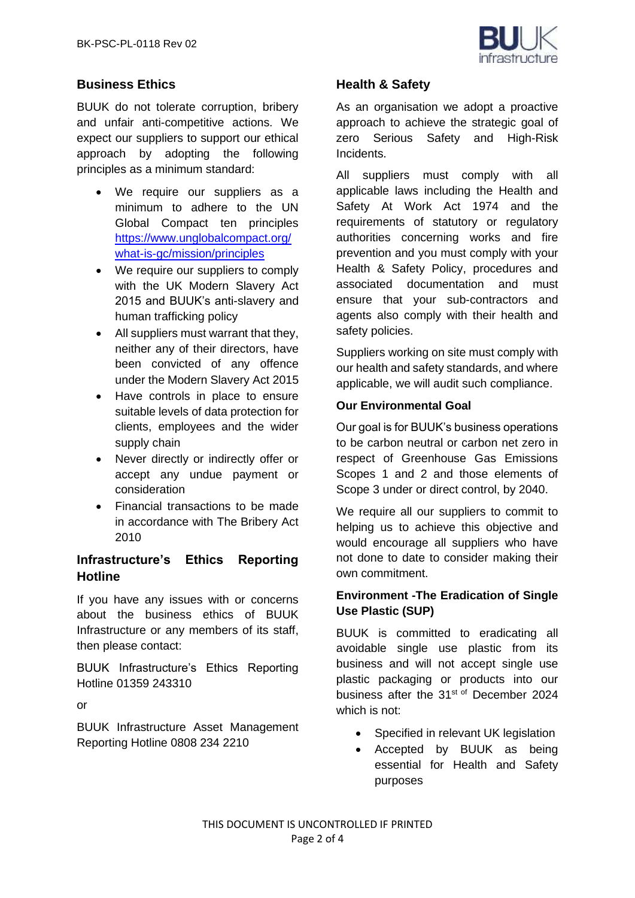## Business Ethics

BUUK do not tolerate corruption, bribery and unfair anti-competitive actions. We expect our suppliers to support our ethical approach by adopting the following principles as a minimum standard:

- We require our suppliers as a minimum to adhere to the UN Global Compact ten principles https://www.unglobalcompact.org/what-is-gc/mission/principles
- We require our suppliers to comply with the UK Modern Slavery Act 2015 and BUUK's anti-slavery and human trafficking policy
- All suppliers must warrant that they, neither any of their directors, have been convicted of any offence under the Modern Slavery Act 2015
- Have controls in place to ensure suitable levels of data protection for clients, employees and the wider supply chain
- Never directly or indirectly offer or accept any undue payment or consideration
- Financial transactions to be made in accordance with The Bribery Act 2010

## Infrastructure's Ethics Reporting Hotline

If you have any issues with or concerns about the business ethics of BUUK Infrastructure or any members of its staff, then please contact:

BUUK Infrastructure's Ethics Reporting Hotline 01359 243310

or

BUUK Infrastructure Asset Management Reporting Hotline 0808 234 2210

## Health & Safety

As an organisation we adopt a proactive approach to achieve the strategic goal of zero Serious Safety and High-Risk Incidents.

All suppliers must comply with all applicable laws including the Health and Safety At Work Act 1974 and the requirements of statutory or regulatory authorities concerning works and fire prevention and you must comply with your Health & Safety Policy, procedures and associated documentation and must ensure that your sub-contractors and agents also comply with their health and safety policies.

Suppliers working on site must comply with our health and safety standards, and where applicable, we will audit such compliance.

### Our Environmental Goal

Our goal is for BUUK's business operations to be carbon neutral or carbon net zero in respect of Greenhouse Gas Emissions Scopes 1 and 2 and those elements of Scope 3 under or direct control, by 2040.

We require all our suppliers to commit to helping us to achieve this objective and would encourage all suppliers who have not done to date to consider making their own commitment.

### Environment -The Eradication of Single Use Plastic (SUP)

BUUK is committed to eradicating all avoidable single use plastic from its business and will not accept single use plastic packaging or products into our business after the 31st of December 2024 which is not:

- Specified in relevant UK legislation
- Accepted by BUUK as being essential for Health and Safety purposes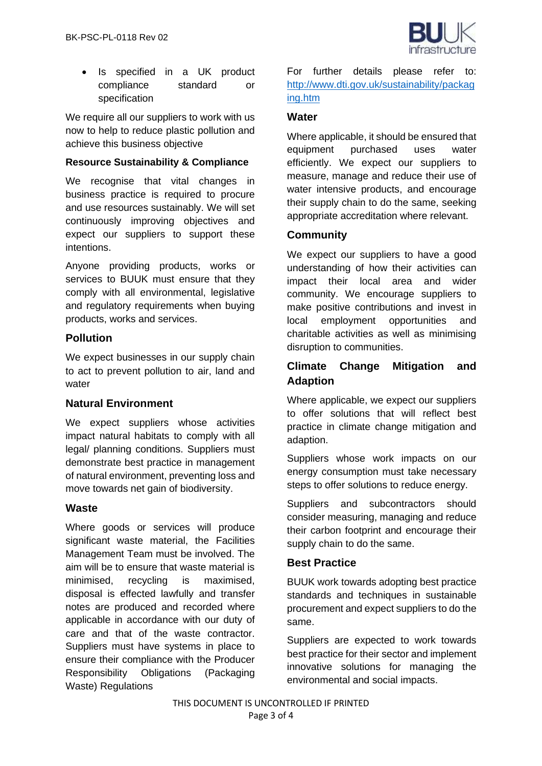- Is specified in a UK product compliance standard or specification

We require all our suppliers to work with us now to help to reduce plastic pollution and achieve this business objective

**Resource Sustainability & Compliance**

We recognise that vital changes in business practice is required to procure and use resources sustainably. We will set continuously improving objectives and expect our suppliers to support these intentions.

Anyone providing products, works or services to BUUK must ensure that they comply with all environmental, legislative and regulatory requirements when buying products, works and services.

## Pollution

We expect businesses in our supply chain to act to prevent pollution to air, land and water

## Natural Environment

We expect suppliers whose activities impact natural habitats to comply with all legal/ planning conditions. Suppliers must demonstrate best practice in management of natural environment, preventing loss and move towards net gain of biodiversity.

## Waste

Where goods or services will produce significant waste material, the Facilities Management Team must be involved. The aim will be to ensure that waste material is minimised, recycling is maximised, disposal is effected lawfully and transfer notes are produced and recorded where applicable in accordance with our duty of care and that of the waste contractor. Suppliers must have systems in place to ensure their compliance with the Producer Responsibility Obligations (Packaging Waste) Regulations

For further details please refer to: http://www.dti.gov.uk/sustainability/packaging.htm

## Water

Where applicable, it should be ensured that equipment purchased uses water efficiently. We expect our suppliers to measure, manage and reduce their use of water intensive products, and encourage their supply chain to do the same, seeking appropriate accreditation where relevant.

## Community

We expect our suppliers to have a good understanding of how their activities can impact their local area and wider community. We encourage suppliers to make positive contributions and invest in local employment opportunities and charitable activities as well as minimising disruption to communities.

## Climate Change Mitigation and Adaption

Where applicable, we expect our suppliers to offer solutions that will reflect best practice in climate change mitigation and adaption.

Suppliers whose work impacts on our energy consumption must take necessary steps to offer solutions to reduce energy.

Suppliers and subcontractors should consider measuring, managing and reduce their carbon footprint and encourage their supply chain to do the same.

## Best Practice

BUUK work towards adopting best practice standards and techniques in sustainable procurement and expect suppliers to do the same.

Suppliers are expected to work towards best practice for their sector and implement innovative solutions for managing the environmental and social impacts.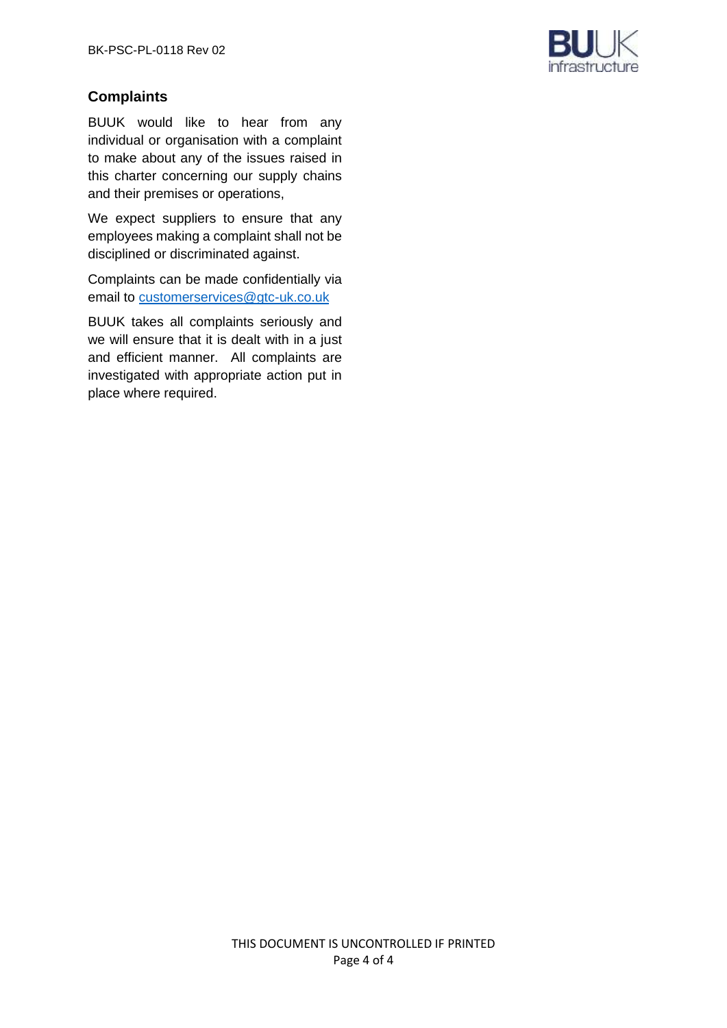## Complaints

BUUK would like to hear from any individual or organisation with a complaint to make about any of the issues raised in this charter concerning our supply chains and their premises or operations,

We expect suppliers to ensure that any employees making a complaint shall not be disciplined or discriminated against.

Complaints can be made confidentially via email to customerservices@gtc-uk.co.uk

BUUK takes all complaints seriously and we will ensure that it is dealt with in a just and efficient manner. All complaints are investigated with appropriate action put in place where required.